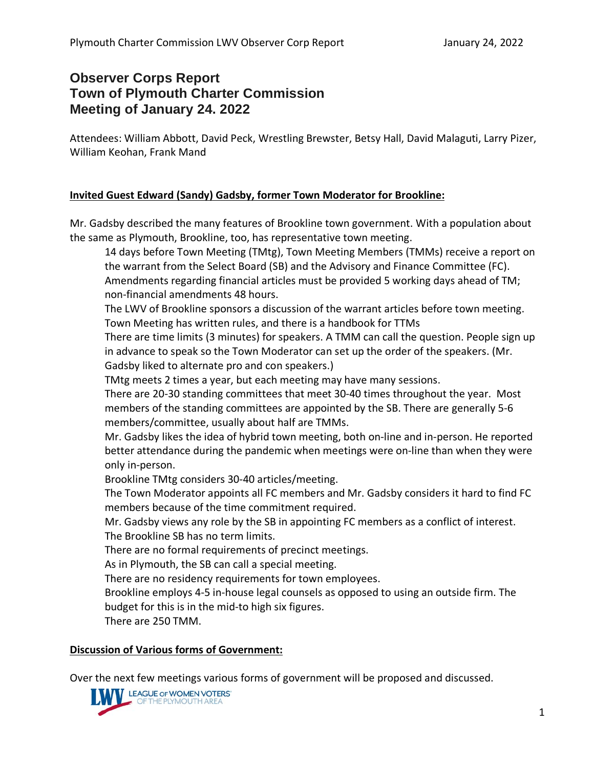# Observer Corps Report
# Town of Plymouth Charter Commission
# Meeting of January 24. 2022

Attendees: William Abbott, David Peck, Wrestling Brewster, Betsy Hall, David Malaguti, Larry Pizer, William Keohan, Frank Mand

**Invited Guest Edward (Sandy) Gadsby, former Town Moderator for Brookline:**

Mr. Gadsby described the many features of Brookline town government. With a population about the same as Plymouth, Brookline, too, has representative town meeting.

- 14 days before Town Meeting (TMtg), Town Meeting Members (TMMs) receive a report on the warrant from the Select Board (SB) and the Advisory and Finance Committee (FC).
- Amendments regarding financial articles must be provided 5 working days ahead of TM; non-financial amendments 48 hours.
- The LWV of Brookline sponsors a discussion of the warrant articles before town meeting.
- Town Meeting has written rules, and there is a handbook for TTMs
- There are time limits (3 minutes) for speakers. A TMM can call the question. People sign up in advance to speak so the Town Moderator can set up the order of the speakers. (Mr. Gadsby liked to alternate pro and con speakers.)
- TMtg meets 2 times a year, but each meeting may have many sessions.
- There are 20-30 standing committees that meet 30-40 times throughout the year. Most members of the standing committees are appointed by the SB. There are generally 5-6 members/committee, usually about half are TMMs.
- Mr. Gadsby likes the idea of hybrid town meeting, both on-line and in-person. He reported better attendance during the pandemic when meetings were on-line than when they were only in-person.
- Brookline TMtg considers 30-40 articles/meeting.
- The Town Moderator appoints all FC members and Mr. Gadsby considers it hard to find FC members because of the time commitment required.
- Mr. Gadsby views any role by the SB in appointing FC members as a conflict of interest.
- The Brookline SB has no term limits.
- There are no formal requirements of precinct meetings.
- As in Plymouth, the SB can call a special meeting.
- There are no residency requirements for town employees.
- Brookline employs 4-5 in-house legal counsels as opposed to using an outside firm. The budget for this is in the mid-to high six figures.
- There are 250 TMM.

**Discussion of Various forms of Government:**

Over the next few meetings various forms of government will be proposed and discussed.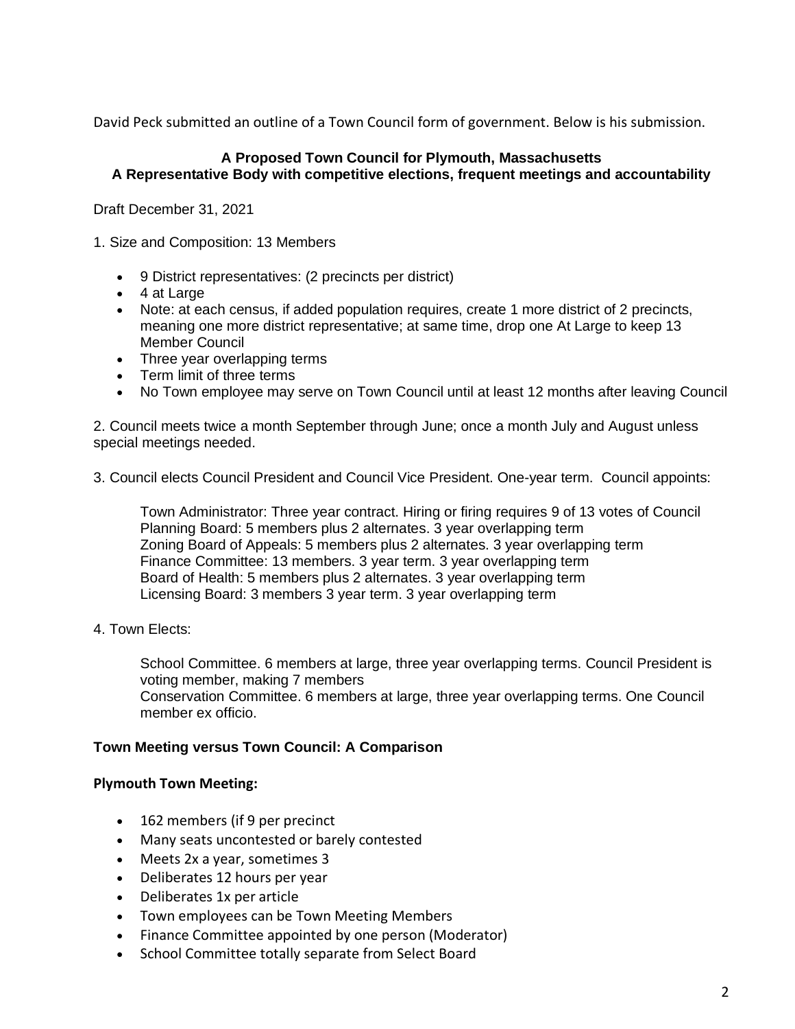David Peck submitted an outline of a Town Council form of government. Below is his submission.

**A Proposed Town Council for Plymouth, Massachusetts**
**A Representative Body with competitive elections, frequent meetings and accountability**

Draft December 31, 2021

1. Size and Composition: 13 Members

- 9 District representatives: (2 precincts per district)
- 4 at Large
- Note: at each census, if added population requires, create 1 more district of 2 precincts, meaning one more district representative; at same time, drop one At Large to keep 13 Member Council
- Three year overlapping terms
- Term limit of three terms
- No Town employee may serve on Town Council until at least 12 months after leaving Council

2. Council meets twice a month September through June; once a month July and August unless special meetings needed.

3. Council elects Council President and Council Vice President. One-year term. Council appoints:

    Town Administrator: Three year contract. Hiring or firing requires 9 of 13 votes of Council
    Planning Board: 5 members plus 2 alternates. 3 year overlapping term
    Zoning Board of Appeals: 5 members plus 2 alternates. 3 year overlapping term
    Finance Committee: 13 members. 3 year term. 3 year overlapping term
    Board of Health: 5 members plus 2 alternates. 3 year overlapping term
    Licensing Board: 3 members 3 year term. 3 year overlapping term

4. Town Elects:

    School Committee. 6 members at large, three year overlapping terms. Council President is voting member, making 7 members
    Conservation Committee. 6 members at large, three year overlapping terms. One Council member ex officio.

**Town Meeting versus Town Council: A Comparison**

**Plymouth Town Meeting:**

- 162 members (if 9 per precinct
- Many seats uncontested or barely contested
- Meets 2x a year, sometimes 3
- Deliberates 12 hours per year
- Deliberates 1x per article
- Town employees can be Town Meeting Members
- Finance Committee appointed by one person (Moderator)
- School Committee totally separate from Select Board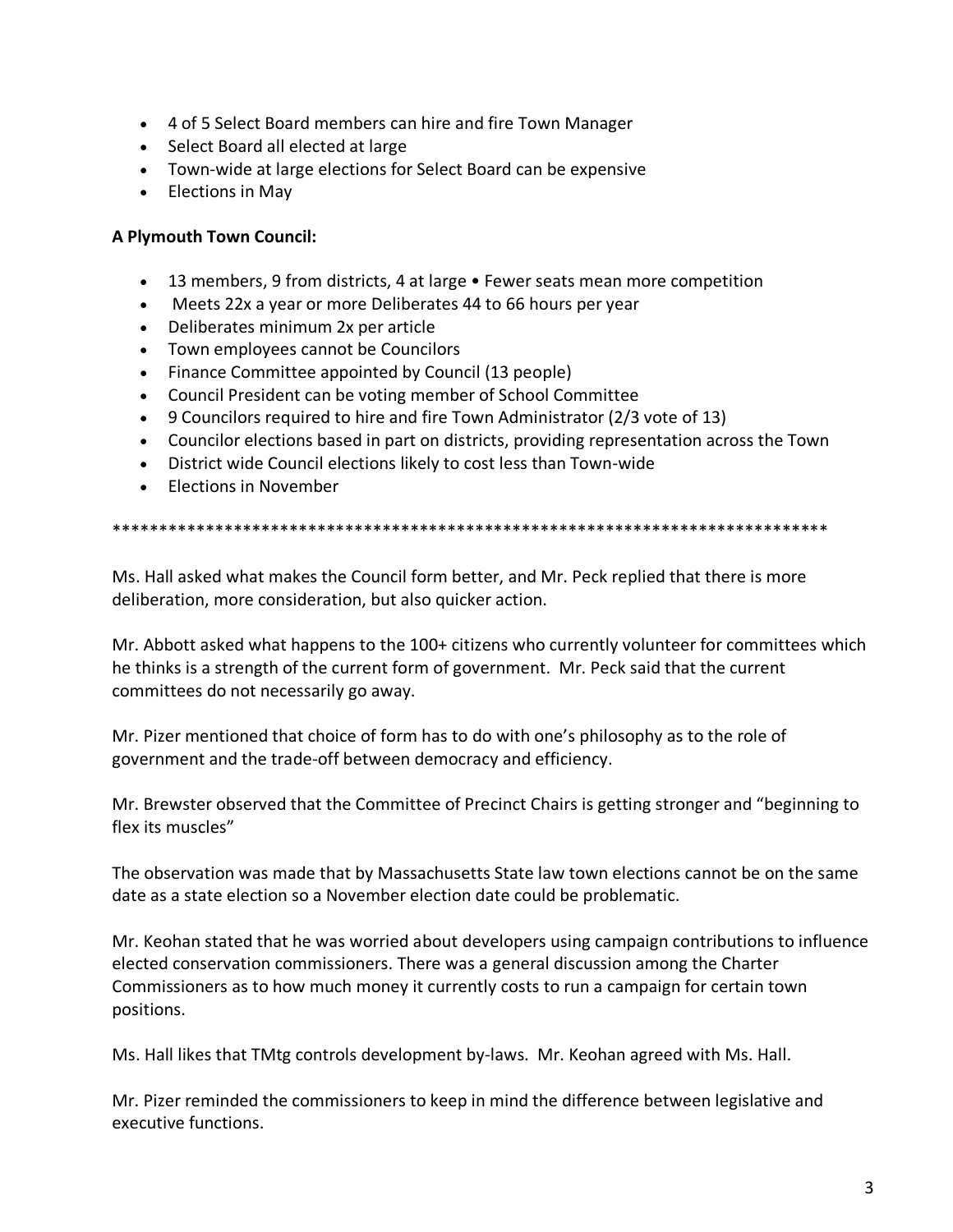- 4 of 5 Select Board members can hire and fire Town Manager
- Select Board all elected at large
- Town-wide at large elections for Select Board can be expensive
- Elections in May

**A Plymouth Town Council:**

- 13 members, 9 from districts, 4 at large • Fewer seats mean more competition
- Meets 22x a year or more Deliberates 44 to 66 hours per year
- Deliberates minimum 2x per article
- Town employees cannot be Councilors
- Finance Committee appointed by Council (13 people)
- Council President can be voting member of School Committee
- 9 Councilors required to hire and fire Town Administrator (2/3 vote of 13)
- Councilor elections based in part on districts, providing representation across the Town
- District wide Council elections likely to cost less than Town-wide
- Elections in November

*******************************************************************************

Ms. Hall asked what makes the Council form better, and Mr. Peck replied that there is more deliberation, more consideration, but also quicker action.

Mr. Abbott asked what happens to the 100+ citizens who currently volunteer for committees which he thinks is a strength of the current form of government. Mr. Peck said that the current committees do not necessarily go away.

Mr. Pizer mentioned that choice of form has to do with one's philosophy as to the role of government and the trade-off between democracy and efficiency.

Mr. Brewster observed that the Committee of Precinct Chairs is getting stronger and "beginning to flex its muscles"

The observation was made that by Massachusetts State law town elections cannot be on the same date as a state election so a November election date could be problematic.

Mr. Keohan stated that he was worried about developers using campaign contributions to influence elected conservation commissioners. There was a general discussion among the Charter Commissioners as to how much money it currently costs to run a campaign for certain town positions.

Ms. Hall likes that TMtg controls development by-laws. Mr. Keohan agreed with Ms. Hall.

Mr. Pizer reminded the commissioners to keep in mind the difference between legislative and executive functions.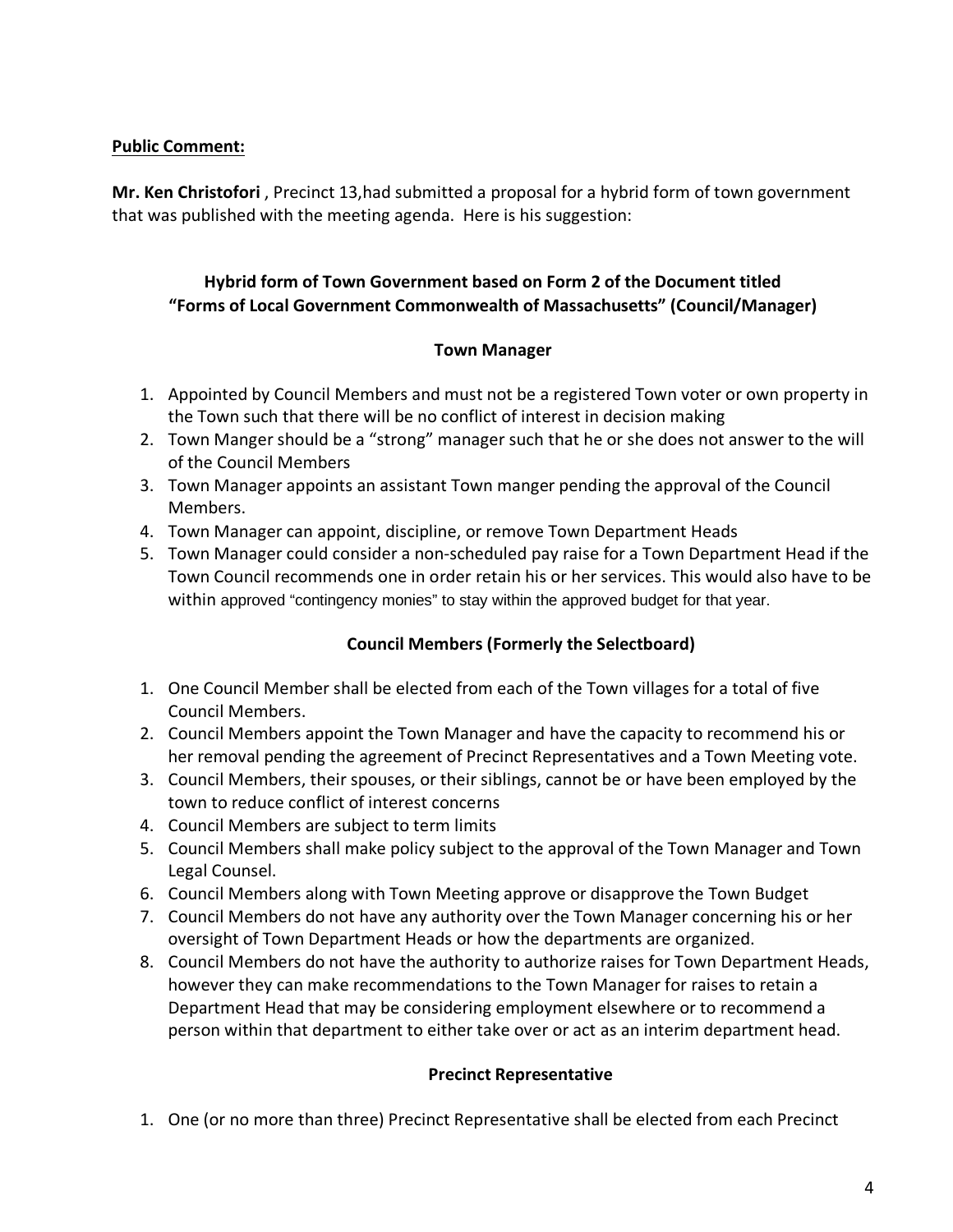**Public Comment:**

**Mr. Ken Christofori** , Precinct 13,had submitted a proposal for a hybrid form of town government that was published with the meeting agenda. Here is his suggestion:

**Hybrid form of Town Government based on Form 2 of the Document titled "Forms of Local Government Commonwealth of Massachusetts" (Council/Manager)**

**Town Manager**

1. Appointed by Council Members and must not be a registered Town voter or own property in the Town such that there will be no conflict of interest in decision making
2. Town Manger should be a "strong" manager such that he or she does not answer to the will of the Council Members
3. Town Manager appoints an assistant Town manger pending the approval of the Council Members.
4. Town Manager can appoint, discipline, or remove Town Department Heads
5. Town Manager could consider a non-scheduled pay raise for a Town Department Head if the Town Council recommends one in order retain his or her services. This would also have to be within approved "contingency monies" to stay within the approved budget for that year.

**Council Members (Formerly the Selectboard)**

1. One Council Member shall be elected from each of the Town villages for a total of five Council Members.
2. Council Members appoint the Town Manager and have the capacity to recommend his or her removal pending the agreement of Precinct Representatives and a Town Meeting vote.
3. Council Members, their spouses, or their siblings, cannot be or have been employed by the town to reduce conflict of interest concerns
4. Council Members are subject to term limits
5. Council Members shall make policy subject to the approval of the Town Manager and Town Legal Counsel.
6. Council Members along with Town Meeting approve or disapprove the Town Budget
7. Council Members do not have any authority over the Town Manager concerning his or her oversight of Town Department Heads or how the departments are organized.
8. Council Members do not have the authority to authorize raises for Town Department Heads, however they can make recommendations to the Town Manager for raises to retain a Department Head that may be considering employment elsewhere or to recommend a person within that department to either take over or act as an interim department head.

**Precinct Representative**

1. One (or no more than three) Precinct Representative shall be elected from each Precinct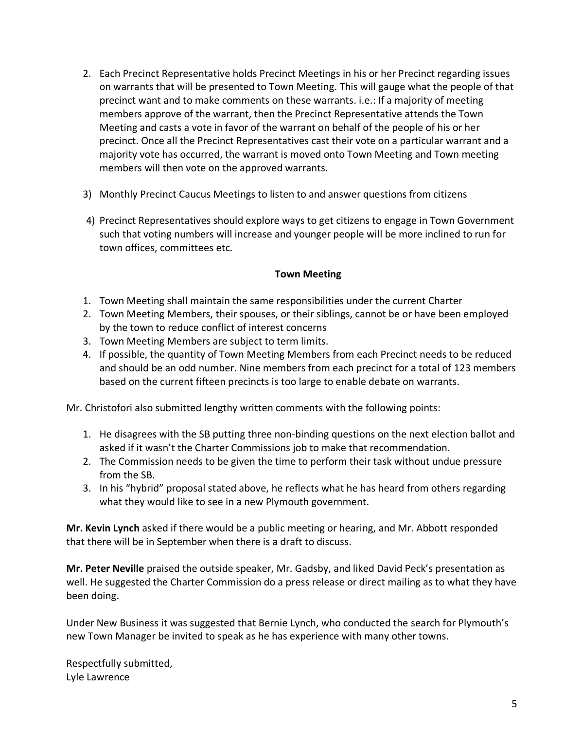2. Each Precinct Representative holds Precinct Meetings in his or her Precinct regarding issues on warrants that will be presented to Town Meeting. This will gauge what the people of that precinct want and to make comments on these warrants. i.e.: If a majority of meeting members approve of the warrant, then the Precinct Representative attends the Town Meeting and casts a vote in favor of the warrant on behalf of the people of his or her precinct. Once all the Precinct Representatives cast their vote on a particular warrant and a majority vote has occurred, the warrant is moved onto Town Meeting and Town meeting members will then vote on the approved warrants.

3) Monthly Precinct Caucus Meetings to listen to and answer questions from citizens

4) Precinct Representatives should explore ways to get citizens to engage in Town Government such that voting numbers will increase and younger people will be more inclined to run for town offices, committees etc.

**Town Meeting**

1. Town Meeting shall maintain the same responsibilities under the current Charter
2. Town Meeting Members, their spouses, or their siblings, cannot be or have been employed by the town to reduce conflict of interest concerns
3. Town Meeting Members are subject to term limits.
4. If possible, the quantity of Town Meeting Members from each Precinct needs to be reduced and should be an odd number. Nine members from each precinct for a total of 123 members based on the current fifteen precincts is too large to enable debate on warrants.

Mr. Christofori also submitted lengthy written comments with the following points:

1. He disagrees with the SB putting three non-binding questions on the next election ballot and asked if it wasn't the Charter Commissions job to make that recommendation.
2. The Commission needs to be given the time to perform their task without undue pressure from the SB.
3. In his "hybrid" proposal stated above, he reflects what he has heard from others regarding what they would like to see in a new Plymouth government.

**Mr. Kevin Lynch** asked if there would be a public meeting or hearing, and Mr. Abbott responded that there will be in September when there is a draft to discuss.

**Mr. Peter Neville** praised the outside speaker, Mr. Gadsby, and liked David Peck's presentation as well. He suggested the Charter Commission do a press release or direct mailing as to what they have been doing.

Under New Business it was suggested that Bernie Lynch, who conducted the search for Plymouth's new Town Manager be invited to speak as he has experience with many other towns.

Respectfully submitted,
Lyle Lawrence